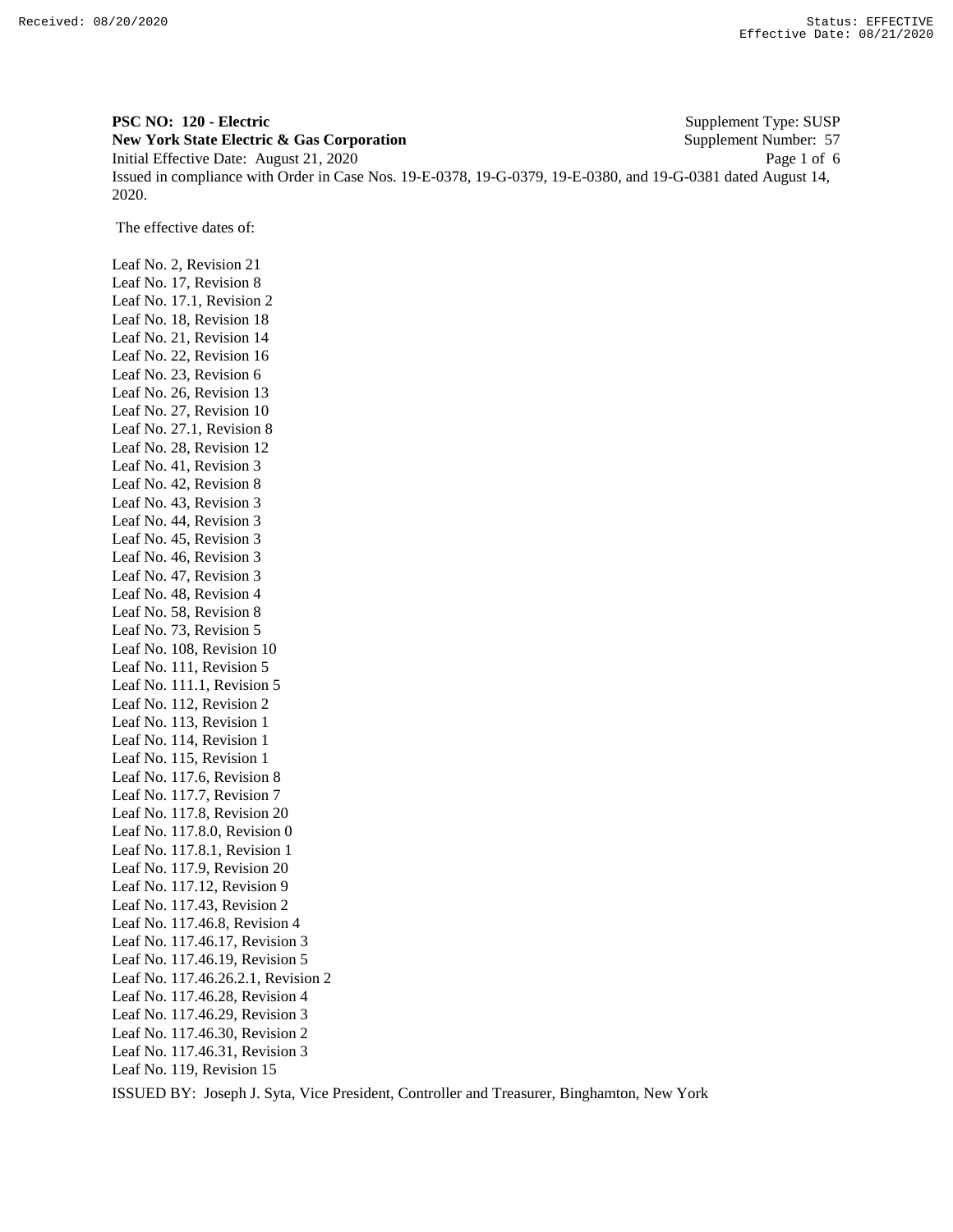**PSC NO: 120 - Electric** Supplement Type: SUSP
**New York State Electric & Gas Corporation** Supplement Number: 57
Initial Effective Date: August 21, 2020
Issued in compliance with Order in Case Nos. 19-E-0378, 19-G-0379, 19-E-0380, and 19-G-0381 dated August 14, 2020.

The effective dates of:

Leaf No. 2, Revision 21
Leaf No. 17, Revision 8
Leaf No. 17.1, Revision 2
Leaf No. 18, Revision 18
Leaf No. 21, Revision 14
Leaf No. 22, Revision 16
Leaf No. 23, Revision 6
Leaf No. 26, Revision 13
Leaf No. 27, Revision 10
Leaf No. 27.1, Revision 8
Leaf No. 28, Revision 12
Leaf No. 41, Revision 3
Leaf No. 42, Revision 8
Leaf No. 43, Revision 3
Leaf No. 44, Revision 3
Leaf No. 45, Revision 3
Leaf No. 46, Revision 3
Leaf No. 47, Revision 3
Leaf No. 48, Revision 4
Leaf No. 58, Revision 8
Leaf No. 73, Revision 5
Leaf No. 108, Revision 10
Leaf No. 111, Revision 5
Leaf No. 111.1, Revision 5
Leaf No. 112, Revision 2
Leaf No. 113, Revision 1
Leaf No. 114, Revision 1
Leaf No. 115, Revision 1
Leaf No. 117.6, Revision 8
Leaf No. 117.7, Revision 7
Leaf No. 117.8, Revision 20
Leaf No. 117.8.0, Revision 0
Leaf No. 117.8.1, Revision 1
Leaf No. 117.9, Revision 20
Leaf No. 117.12, Revision 9
Leaf No. 117.43, Revision 2
Leaf No. 117.46.8, Revision 4
Leaf No. 117.46.17, Revision 3
Leaf No. 117.46.19, Revision 5
Leaf No. 117.46.26.2.1, Revision 2
Leaf No. 117.46.28, Revision 4
Leaf No. 117.46.29, Revision 3
Leaf No. 117.46.30, Revision 2
Leaf No. 117.46.31, Revision 3
Leaf No. 119, Revision 15

ISSUED BY: Joseph J. Syta, Vice President, Controller and Treasurer, Binghamton, New York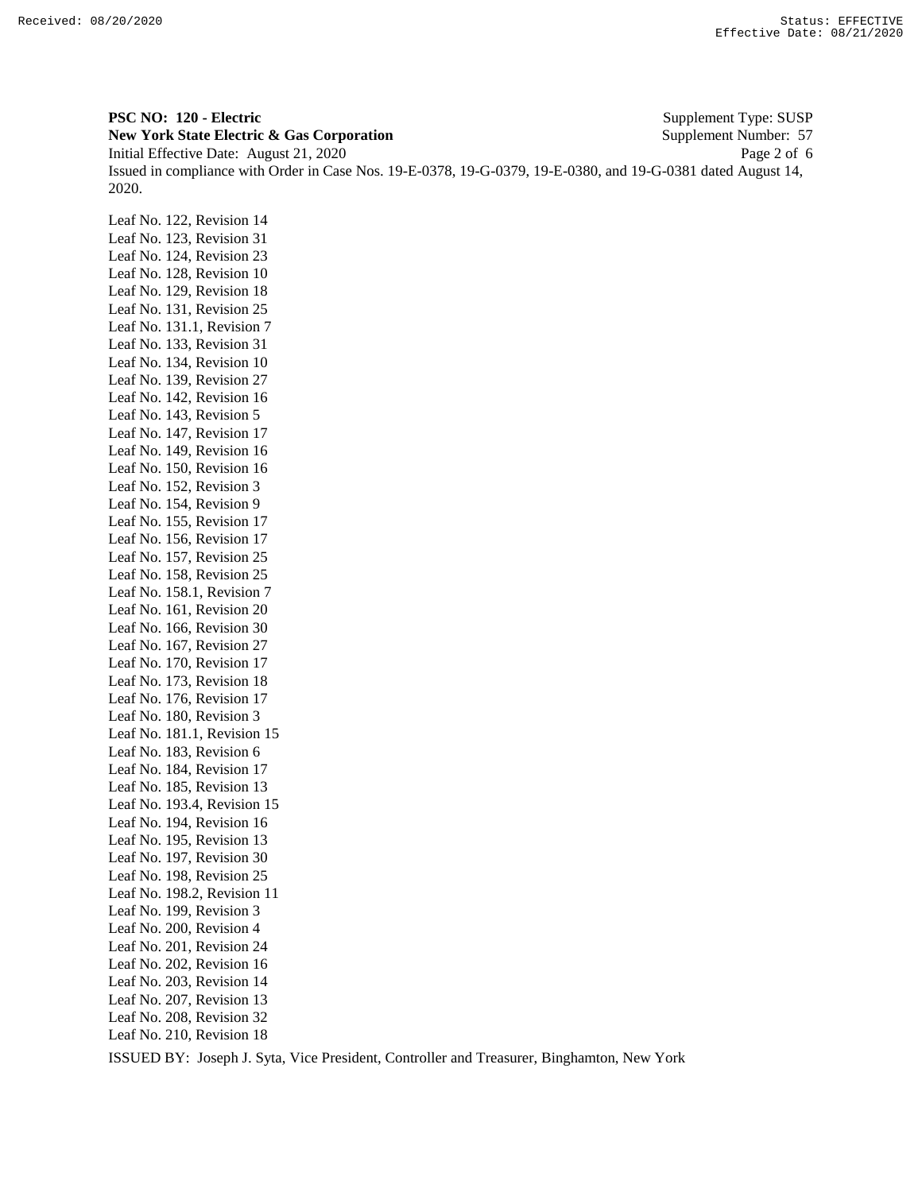**PSC NO: 120 - Electric** Supplement Type: SUSP
**New York State Electric & Gas Corporation** Supplement Number: 57
Initial Effective Date: August 21, 2020
Issued in compliance with Order in Case Nos. 19-E-0378, 19-G-0379, 19-E-0380, and 19-G-0381 dated August 14, 2020.

Leaf No. 122, Revision 14
Leaf No. 123, Revision 31
Leaf No. 124, Revision 23
Leaf No. 128, Revision 10
Leaf No. 129, Revision 18
Leaf No. 131, Revision 25
Leaf No. 131.1, Revision 7
Leaf No. 133, Revision 31
Leaf No. 134, Revision 10
Leaf No. 139, Revision 27
Leaf No. 142, Revision 16
Leaf No. 143, Revision 5
Leaf No. 147, Revision 17
Leaf No. 149, Revision 16
Leaf No. 150, Revision 16
Leaf No. 152, Revision 3
Leaf No. 154, Revision 9
Leaf No. 155, Revision 17
Leaf No. 156, Revision 17
Leaf No. 157, Revision 25
Leaf No. 158, Revision 25
Leaf No. 158.1, Revision 7
Leaf No. 161, Revision 20
Leaf No. 166, Revision 30
Leaf No. 167, Revision 27
Leaf No. 170, Revision 17
Leaf No. 173, Revision 18
Leaf No. 176, Revision 17
Leaf No. 180, Revision 3
Leaf No. 181.1, Revision 15
Leaf No. 183, Revision 6
Leaf No. 184, Revision 17
Leaf No. 185, Revision 13
Leaf No. 193.4, Revision 15
Leaf No. 194, Revision 16
Leaf No. 195, Revision 13
Leaf No. 197, Revision 30
Leaf No. 198, Revision 25
Leaf No. 198.2, Revision 11
Leaf No. 199, Revision 3
Leaf No. 200, Revision 4
Leaf No. 201, Revision 24
Leaf No. 202, Revision 16
Leaf No. 203, Revision 14
Leaf No. 207, Revision 13
Leaf No. 208, Revision 32
Leaf No. 210, Revision 18

ISSUED BY: Joseph J. Syta, Vice President, Controller and Treasurer, Binghamton, New York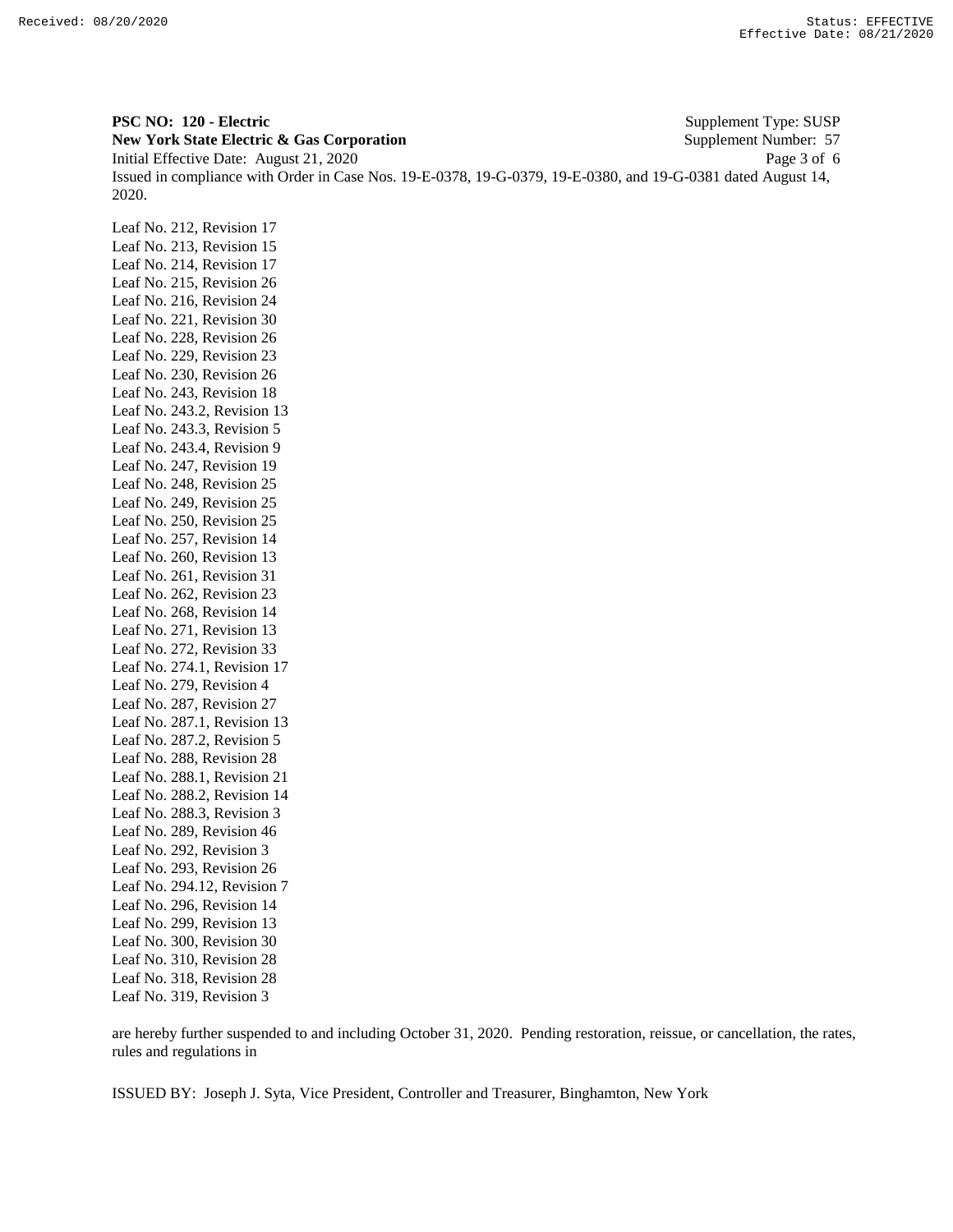**PSC NO: 120 - Electric** Supplement Type: SUSP
**New York State Electric & Gas Corporation** Supplement Number: 57
Initial Effective Date: August 21, 2020
Issued in compliance with Order in Case Nos. 19-E-0378, 19-G-0379, 19-E-0380, and 19-G-0381 dated August 14, 2020.

Leaf No. 212, Revision 17
Leaf No. 213, Revision 15
Leaf No. 214, Revision 17
Leaf No. 215, Revision 26
Leaf No. 216, Revision 24
Leaf No. 221, Revision 30
Leaf No. 228, Revision 26
Leaf No. 229, Revision 23
Leaf No. 230, Revision 26
Leaf No. 243, Revision 18
Leaf No. 243.2, Revision 13
Leaf No. 243.3, Revision 5
Leaf No. 243.4, Revision 9
Leaf No. 247, Revision 19
Leaf No. 248, Revision 25
Leaf No. 249, Revision 25
Leaf No. 250, Revision 25
Leaf No. 257, Revision 14
Leaf No. 260, Revision 13
Leaf No. 261, Revision 31
Leaf No. 262, Revision 23
Leaf No. 268, Revision 14
Leaf No. 271, Revision 13
Leaf No. 272, Revision 33
Leaf No. 274.1, Revision 17
Leaf No. 279, Revision 4
Leaf No. 287, Revision 27
Leaf No. 287.1, Revision 13
Leaf No. 287.2, Revision 5
Leaf No. 288, Revision 28
Leaf No. 288.1, Revision 21
Leaf No. 288.2, Revision 14
Leaf No. 288.3, Revision 3
Leaf No. 289, Revision 46
Leaf No. 292, Revision 3
Leaf No. 293, Revision 26
Leaf No. 294.12, Revision 7
Leaf No. 296, Revision 14
Leaf No. 299, Revision 13
Leaf No. 300, Revision 30
Leaf No. 310, Revision 28
Leaf No. 318, Revision 28
Leaf No. 319, Revision 3

are hereby further suspended to and including October 31, 2020. Pending restoration, reissue, or cancellation, the rates, rules and regulations in

ISSUED BY: Joseph J. Syta, Vice President, Controller and Treasurer, Binghamton, New York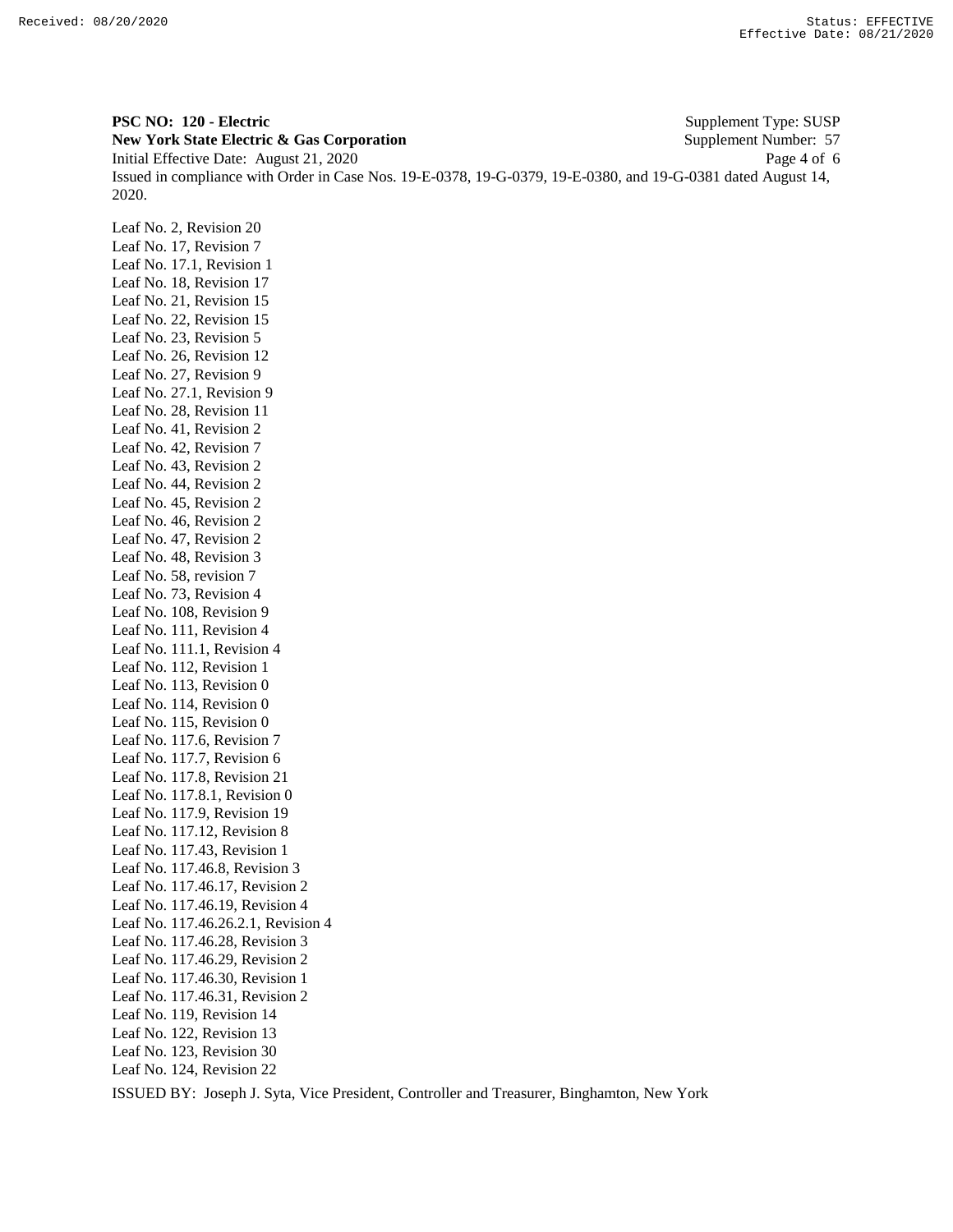**PSC NO: 120 - Electric** Supplement Type: SUSP
**New York State Electric & Gas Corporation** Supplement Number: 57
Initial Effective Date: August 21, 2020
Issued in compliance with Order in Case Nos. 19-E-0378, 19-G-0379, 19-E-0380, and 19-G-0381 dated August 14, 2020.

Leaf No. 2, Revision 20
Leaf No. 17, Revision 7
Leaf No. 17.1, Revision 1
Leaf No. 18, Revision 17
Leaf No. 21, Revision 15
Leaf No. 22, Revision 15
Leaf No. 23, Revision 5
Leaf No. 26, Revision 12
Leaf No. 27, Revision 9
Leaf No. 27.1, Revision 9
Leaf No. 28, Revision 11
Leaf No. 41, Revision 2
Leaf No. 42, Revision 7
Leaf No. 43, Revision 2
Leaf No. 44, Revision 2
Leaf No. 45, Revision 2
Leaf No. 46, Revision 2
Leaf No. 47, Revision 2
Leaf No. 48, Revision 3
Leaf No. 58, revision 7
Leaf No. 73, Revision 4
Leaf No. 108, Revision 9
Leaf No. 111, Revision 4
Leaf No. 111.1, Revision 4
Leaf No. 112, Revision 1
Leaf No. 113, Revision 0
Leaf No. 114, Revision 0
Leaf No. 115, Revision 0
Leaf No. 117.6, Revision 7
Leaf No. 117.7, Revision 6
Leaf No. 117.8, Revision 21
Leaf No. 117.8.1, Revision 0
Leaf No. 117.9, Revision 19
Leaf No. 117.12, Revision 8
Leaf No. 117.43, Revision 1
Leaf No. 117.46.8, Revision 3
Leaf No. 117.46.17, Revision 2
Leaf No. 117.46.19, Revision 4
Leaf No. 117.46.26.2.1, Revision 4
Leaf No. 117.46.28, Revision 3
Leaf No. 117.46.29, Revision 2
Leaf No. 117.46.30, Revision 1
Leaf No. 117.46.31, Revision 2
Leaf No. 119, Revision 14
Leaf No. 122, Revision 13
Leaf No. 123, Revision 30
Leaf No. 124, Revision 22

ISSUED BY: Joseph J. Syta, Vice President, Controller and Treasurer, Binghamton, New York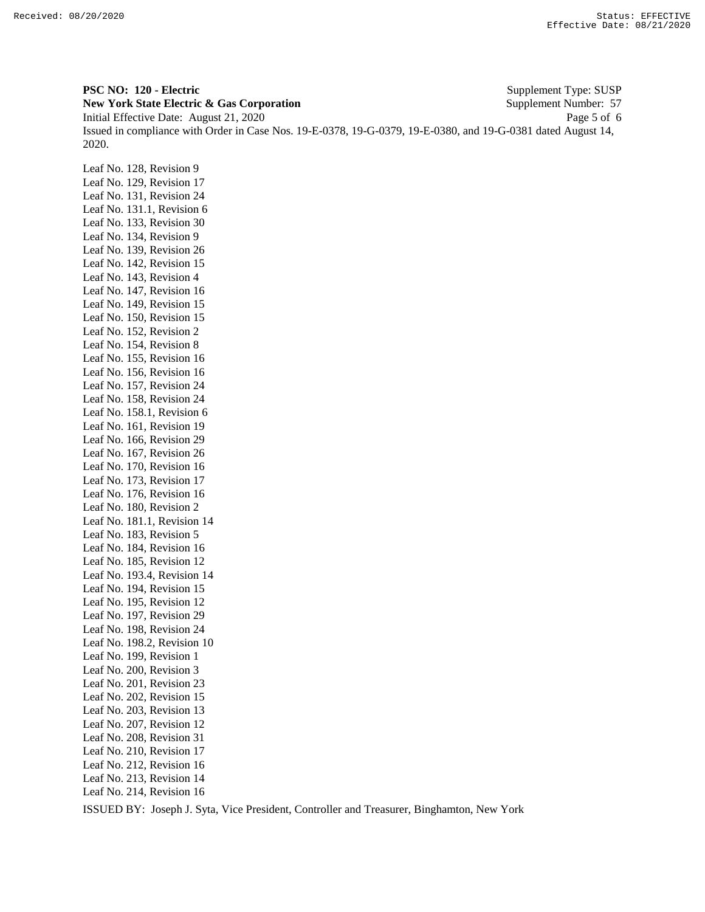**PSC NO: 120 - Electric** Supplement Type: SUSP
**New York State Electric & Gas Corporation** Supplement Number: 57
Initial Effective Date: August 21, 2020
Issued in compliance with Order in Case Nos. 19-E-0378, 19-G-0379, 19-E-0380, and 19-G-0381 dated August 14, 2020.

Leaf No. 128, Revision 9
Leaf No. 129, Revision 17
Leaf No. 131, Revision 24
Leaf No. 131.1, Revision 6
Leaf No. 133, Revision 30
Leaf No. 134, Revision 9
Leaf No. 139, Revision 26
Leaf No. 142, Revision 15
Leaf No. 143, Revision 4
Leaf No. 147, Revision 16
Leaf No. 149, Revision 15
Leaf No. 150, Revision 15
Leaf No. 152, Revision 2
Leaf No. 154, Revision 8
Leaf No. 155, Revision 16
Leaf No. 156, Revision 16
Leaf No. 157, Revision 24
Leaf No. 158, Revision 24
Leaf No. 158.1, Revision 6
Leaf No. 161, Revision 19
Leaf No. 166, Revision 29
Leaf No. 167, Revision 26
Leaf No. 170, Revision 16
Leaf No. 173, Revision 17
Leaf No. 176, Revision 16
Leaf No. 180, Revision 2
Leaf No. 181.1, Revision 14
Leaf No. 183, Revision 5
Leaf No. 184, Revision 16
Leaf No. 185, Revision 12
Leaf No. 193.4, Revision 14
Leaf No. 194, Revision 15
Leaf No. 195, Revision 12
Leaf No. 197, Revision 29
Leaf No. 198, Revision 24
Leaf No. 198.2, Revision 10
Leaf No. 199, Revision 1
Leaf No. 200, Revision 3
Leaf No. 201, Revision 23
Leaf No. 202, Revision 15
Leaf No. 203, Revision 13
Leaf No. 207, Revision 12
Leaf No. 208, Revision 31
Leaf No. 210, Revision 17
Leaf No. 212, Revision 16
Leaf No. 213, Revision 14
Leaf No. 214, Revision 16

ISSUED BY: Joseph J. Syta, Vice President, Controller and Treasurer, Binghamton, New York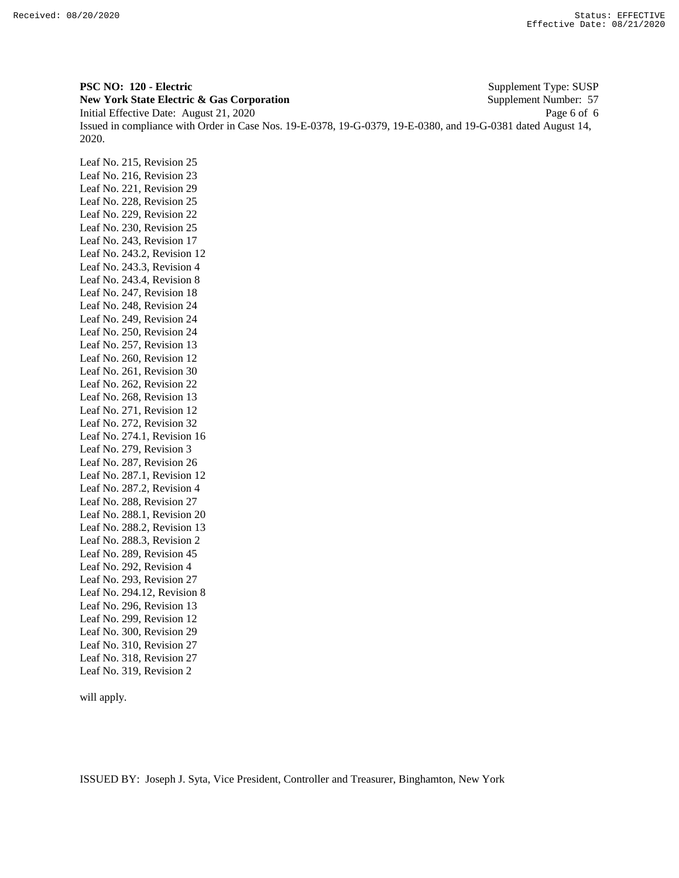**PSC NO: 120 - Electric** Supplement Type: SUSP
**New York State Electric & Gas Corporation** Supplement Number: 57
Initial Effective Date: August 21, 2020
Issued in compliance with Order in Case Nos. 19-E-0378, 19-G-0379, 19-E-0380, and 19-G-0381 dated August 14, 2020.

Leaf No. 215, Revision 25
Leaf No. 216, Revision 23
Leaf No. 221, Revision 29
Leaf No. 228, Revision 25
Leaf No. 229, Revision 22
Leaf No. 230, Revision 25
Leaf No. 243, Revision 17
Leaf No. 243.2, Revision 12
Leaf No. 243.3, Revision 4
Leaf No. 243.4, Revision 8
Leaf No. 247, Revision 18
Leaf No. 248, Revision 24
Leaf No. 249, Revision 24
Leaf No. 250, Revision 24
Leaf No. 257, Revision 13
Leaf No. 260, Revision 12
Leaf No. 261, Revision 30
Leaf No. 262, Revision 22
Leaf No. 268, Revision 13
Leaf No. 271, Revision 12
Leaf No. 272, Revision 32
Leaf No. 274.1, Revision 16
Leaf No. 279, Revision 3
Leaf No. 287, Revision 26
Leaf No. 287.1, Revision 12
Leaf No. 287.2, Revision 4
Leaf No. 288, Revision 27
Leaf No. 288.1, Revision 20
Leaf No. 288.2, Revision 13
Leaf No. 288.3, Revision 2
Leaf No. 289, Revision 45
Leaf No. 292, Revision 4
Leaf No. 293, Revision 27
Leaf No. 294.12, Revision 8
Leaf No. 296, Revision 13
Leaf No. 299, Revision 12
Leaf No. 300, Revision 29
Leaf No. 310, Revision 27
Leaf No. 318, Revision 27
Leaf No. 319, Revision 2

will apply.

ISSUED BY: Joseph J. Syta, Vice President, Controller and Treasurer, Binghamton, New York